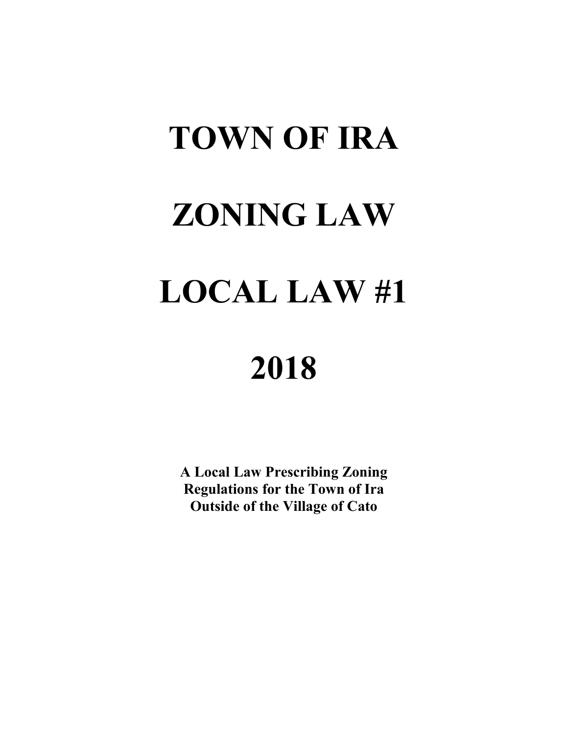# TOWN OF IRA

# ZONING LAW

# LOCAL LAW #1

# 2018

**A Local Law Prescribing Zoning Regulations for the Town of Ira Outside of the Village of Cato**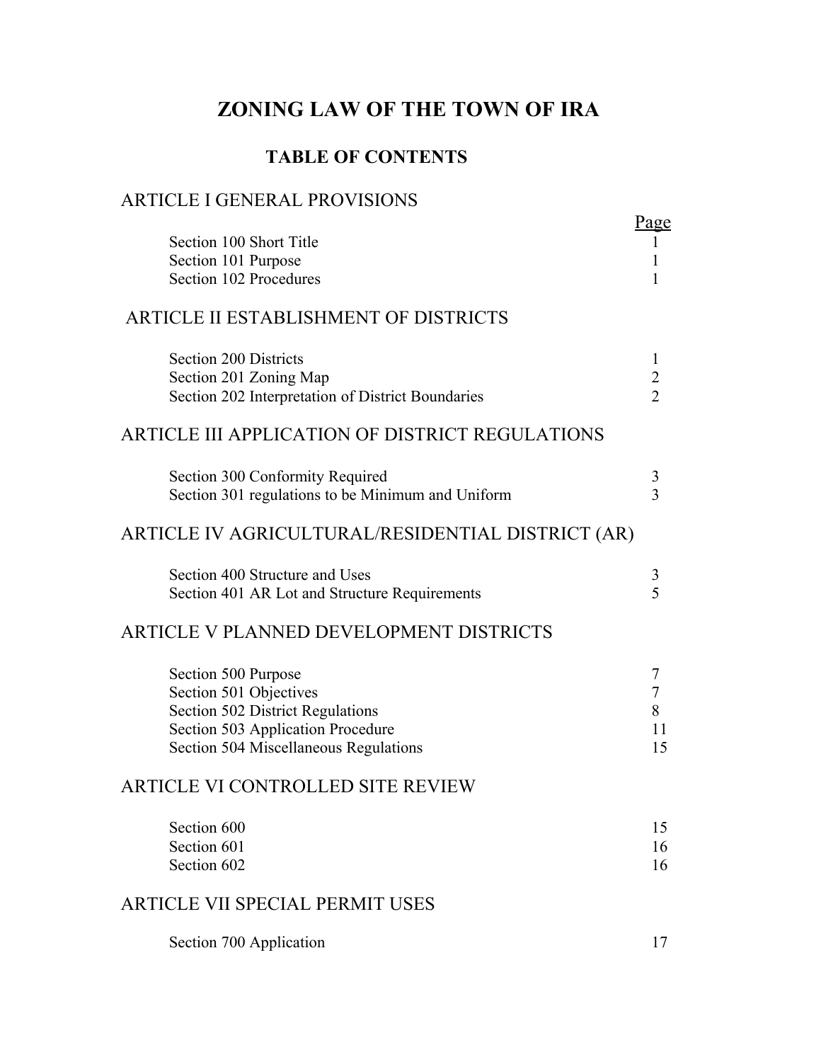# ZONING LAW OF THE TOWN OF IRA

## TABLE OF CONTENTS

### ARTICLE I GENERAL PROVISIONS

| | Page |
|---|---|
| Section 100 Short Title | 1 |
| Section 101 Purpose | 1 |
| Section 102 Procedures | 1 |

### ARTICLE II ESTABLISHMENT OF DISTRICTS

| | |
|---|---|
| Section 200 Districts | 1 |
| Section 201 Zoning Map | 2 |
| Section 202 Interpretation of District Boundaries | 2 |

### ARTICLE III APPLICATION OF DISTRICT REGULATIONS

| | |
|---|---|
| Section 300 Conformity Required | 3 |
| Section 301 regulations to be Minimum and Uniform | 3 |

### ARTICLE IV AGRICULTURAL/RESIDENTIAL DISTRICT (AR)

| | |
|---|---|
| Section 400 Structure and Uses | 3 |
| Section 401 AR Lot and Structure Requirements | 5 |

### ARTICLE V PLANNED DEVELOPMENT DISTRICTS

| | |
|---|---|
| Section 500 Purpose | 7 |
| Section 501 Objectives | 7 |
| Section 502 District Regulations | 8 |
| Section 503 Application Procedure | 11 |
| Section 504 Miscellaneous Regulations | 15 |

### ARTICLE VI CONTROLLED SITE REVIEW

| | |
|---|---|
| Section 600 | 15 |
| Section 601 | 16 |
| Section 602 | 16 |

### ARTICLE VII SPECIAL PERMIT USES

| | |
|---|---|
| Section 700 Application | 17 |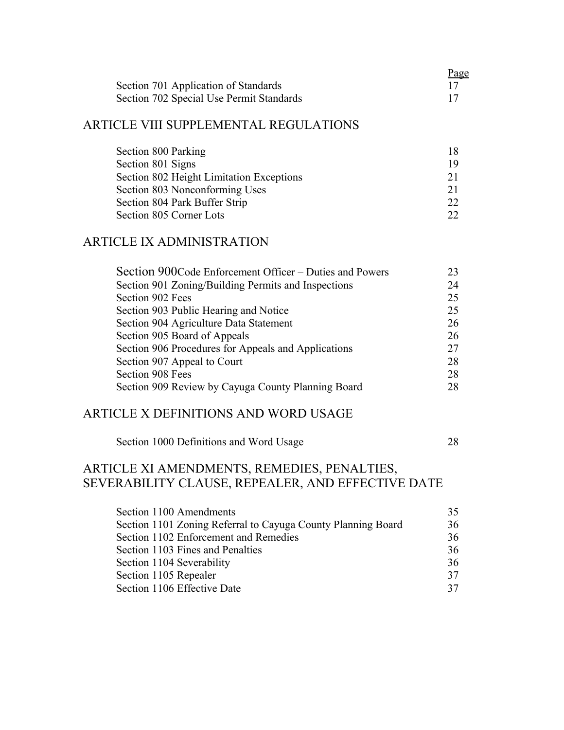| | Page |
|---|---|
| Section 701 Application of Standards | 17 |
| Section 702 Special Use Permit Standards | 17 |

## ARTICLE VIII SUPPLEMENTAL REGULATIONS

| | |
|---|---|
| Section 800 Parking | 18 |
| Section 801 Signs | 19 |
| Section 802 Height Limitation Exceptions | 21 |
| Section 803 Nonconforming Uses | 21 |
| Section 804 Park Buffer Strip | 22 |
| Section 805 Corner Lots | 22 |

## ARTICLE IX ADMINISTRATION

| | |
|---|---|
| Section 900Code Enforcement Officer – Duties and Powers | 23 |
| Section 901 Zoning/Building Permits and Inspections | 24 |
| Section 902 Fees | 25 |
| Section 903 Public Hearing and Notice | 25 |
| Section 904 Agriculture Data Statement | 26 |
| Section 905 Board of Appeals | 26 |
| Section 906 Procedures for Appeals and Applications | 27 |
| Section 907 Appeal to Court | 28 |
| Section 908 Fees | 28 |
| Section 909 Review by Cayuga County Planning Board | 28 |

## ARTICLE X DEFINITIONS AND WORD USAGE

| | |
|---|---|
| Section 1000 Definitions and Word Usage | 28 |

## ARTICLE XI AMENDMENTS, REMEDIES, PENALTIES, SEVERABILITY CLAUSE, REPEALER, AND EFFECTIVE DATE

| | |
|---|---|
| Section 1100 Amendments | 35 |
| Section 1101 Zoning Referral to Cayuga County Planning Board | 36 |
| Section 1102 Enforcement and Remedies | 36 |
| Section 1103 Fines and Penalties | 36 |
| Section 1104 Severability | 36 |
| Section 1105 Repealer | 37 |
| Section 1106 Effective Date | 37 |